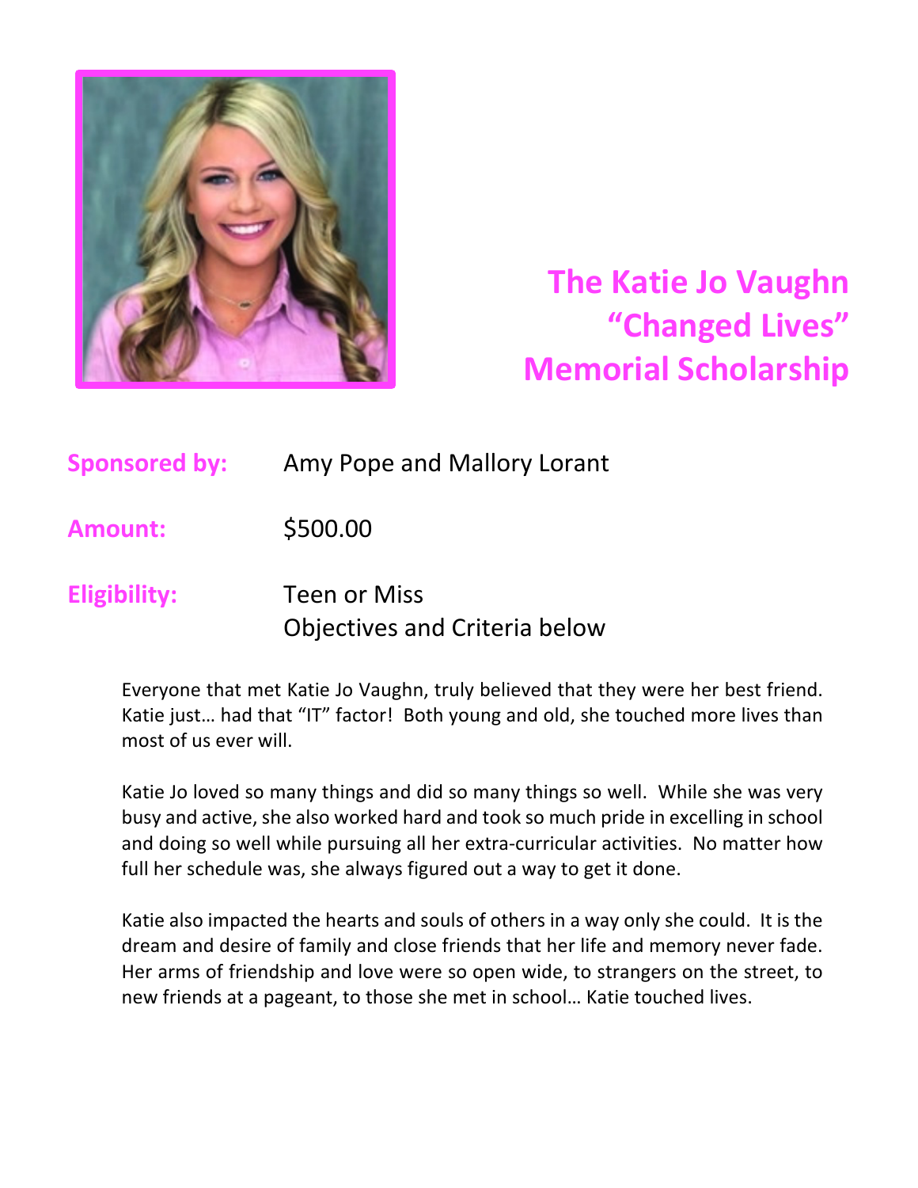# The Katie Jo Vaughn "Changed Lives" Memorial Scholarship

**Sponsored by:** Amy Pope and Mallory Lorant

**Amount:** $500.00

**Eligibility:** Teen or Miss
Objectives and Criteria below

Everyone that met Katie Jo Vaughn, truly believed that they were her best friend. Katie just… had that "IT" factor! Both young and old, she touched more lives than most of us ever will.

Katie Jo loved so many things and did so many things so well. While she was very busy and active, she also worked hard and took so much pride in excelling in school and doing so well while pursuing all her extra-curricular activities. No matter how full her schedule was, she always figured out a way to get it done.

Katie also impacted the hearts and souls of others in a way only she could. It is the dream and desire of family and close friends that her life and memory never fade. Her arms of friendship and love were so open wide, to strangers on the street, to new friends at a pageant, to those she met in school… Katie touched lives.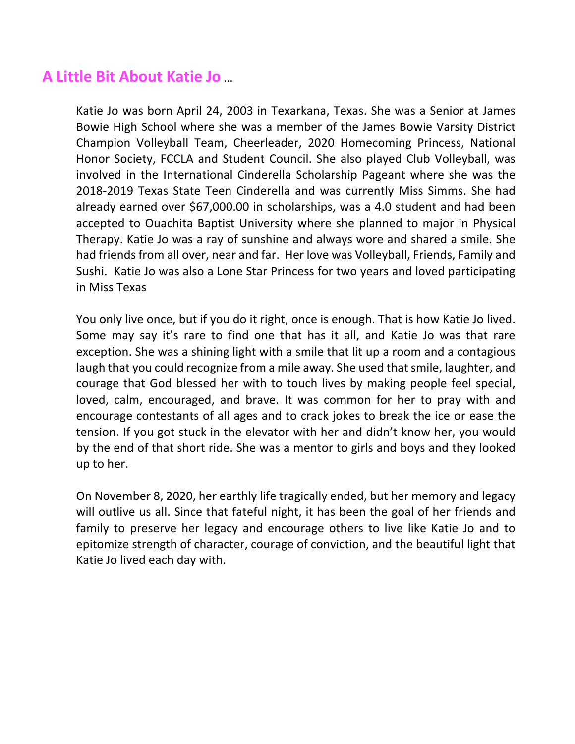## A Little Bit About Katie Jo …

Katie Jo was born April 24, 2003 in Texarkana, Texas. She was a Senior at James Bowie High School where she was a member of the James Bowie Varsity District Champion Volleyball Team, Cheerleader, 2020 Homecoming Princess, National Honor Society, FCCLA and Student Council. She also played Club Volleyball, was involved in the International Cinderella Scholarship Pageant where she was the 2018-2019 Texas State Teen Cinderella and was currently Miss Simms. She had already earned over $67,000.00 in scholarships, was a 4.0 student and had been accepted to Ouachita Baptist University where she planned to major in Physical Therapy. Katie Jo was a ray of sunshine and always wore and shared a smile. She had friends from all over, near and far. Her love was Volleyball, Friends, Family and Sushi. Katie Jo was also a Lone Star Princess for two years and loved participating in Miss Texas

You only live once, but if you do it right, once is enough. That is how Katie Jo lived. Some may say it's rare to find one that has it all, and Katie Jo was that rare exception. She was a shining light with a smile that lit up a room and a contagious laugh that you could recognize from a mile away. She used that smile, laughter, and courage that God blessed her with to touch lives by making people feel special, loved, calm, encouraged, and brave. It was common for her to pray with and encourage contestants of all ages and to crack jokes to break the ice or ease the tension. If you got stuck in the elevator with her and didn't know her, you would by the end of that short ride. She was a mentor to girls and boys and they looked up to her.

On November 8, 2020, her earthly life tragically ended, but her memory and legacy will outlive us all. Since that fateful night, it has been the goal of her friends and family to preserve her legacy and encourage others to live like Katie Jo and to epitomize strength of character, courage of conviction, and the beautiful light that Katie Jo lived each day with.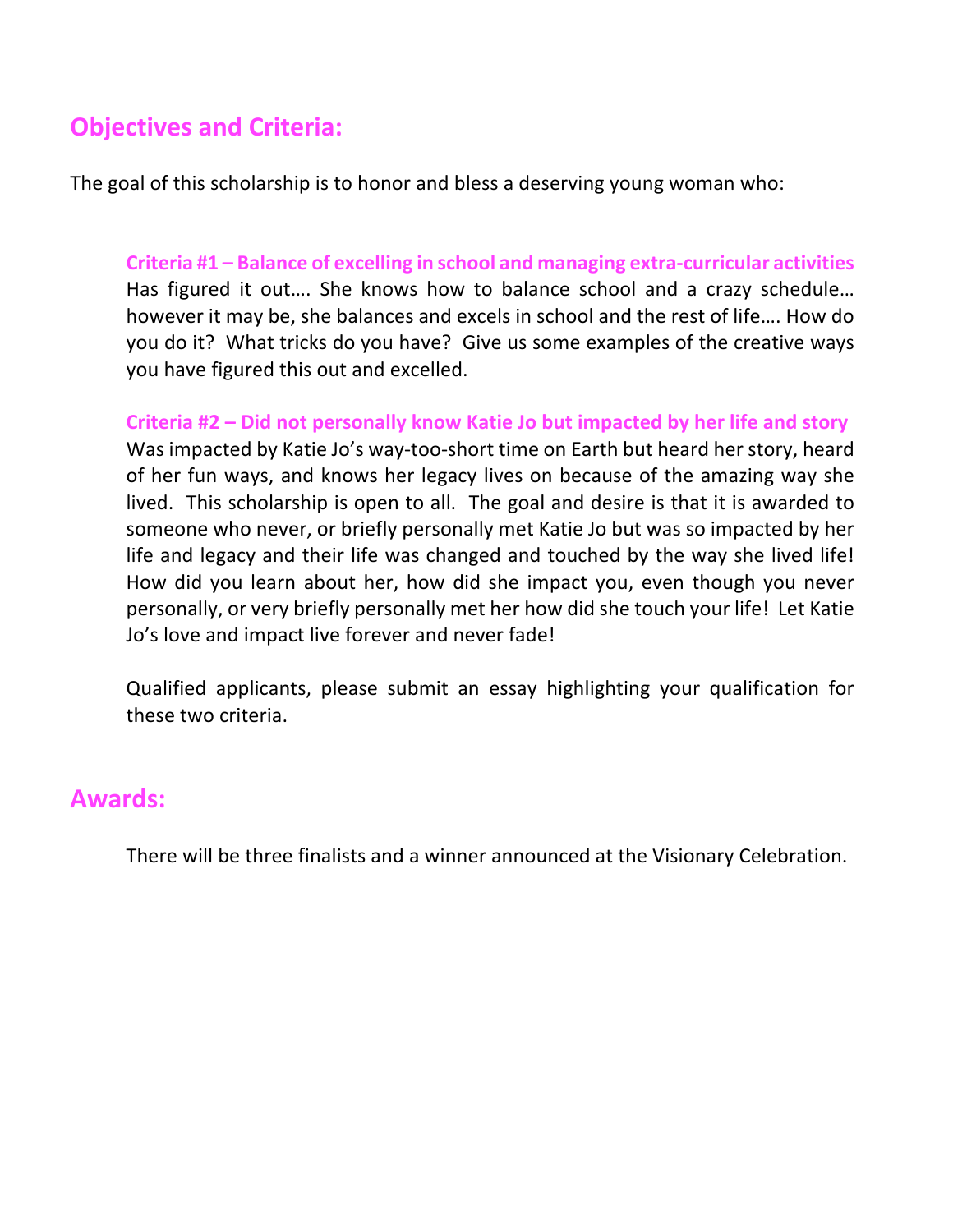## Objectives and Criteria:

The goal of this scholarship is to honor and bless a deserving young woman who:

**Criteria #1 – Balance of excelling in school and managing extra-curricular activities**
Has figured it out…. She knows how to balance school and a crazy schedule… however it may be, she balances and excels in school and the rest of life…. How do you do it? What tricks do you have? Give us some examples of the creative ways you have figured this out and excelled.

**Criteria #2 – Did not personally know Katie Jo but impacted by her life and story**
Was impacted by Katie Jo's way-too-short time on Earth but heard her story, heard of her fun ways, and knows her legacy lives on because of the amazing way she lived. This scholarship is open to all. The goal and desire is that it is awarded to someone who never, or briefly personally met Katie Jo but was so impacted by her life and legacy and their life was changed and touched by the way she lived life! How did you learn about her, how did she impact you, even though you never personally, or very briefly personally met her how did she touch your life! Let Katie Jo's love and impact live forever and never fade!

Qualified applicants, please submit an essay highlighting your qualification for these two criteria.

## Awards:

There will be three finalists and a winner announced at the Visionary Celebration.